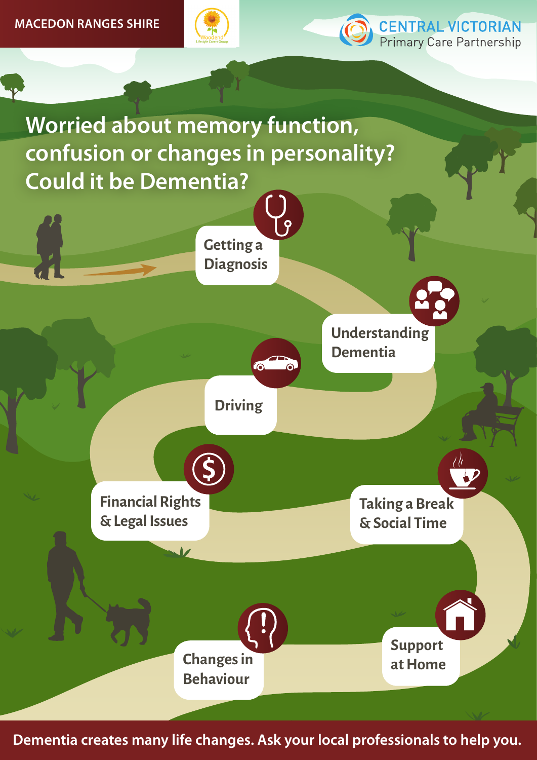MACEDON RANGES SHIRE

Woodend Lifestyle Carers Group

CENTRAL VICTORIAN Primary Care Partnership

# Worried about memory function, confusion or changes in personality? Could it be Dementia?

- Getting a Diagnosis
- Understanding Dementia
- Driving
- Financial Rights & Legal Issues
- Taking a Break & Social Time
- Support at Home
- Changes in Behaviour

**Dementia creates many life changes. Ask your local professionals to help you.**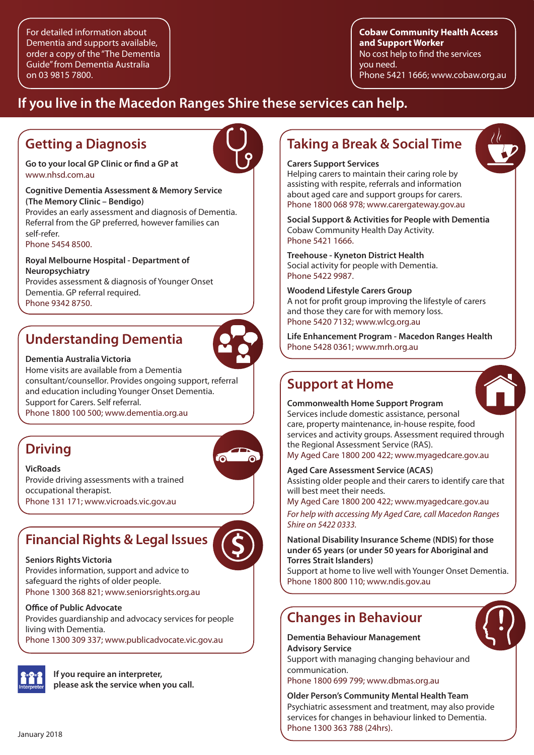For detailed information about Dementia and supports available, order a copy of the "The Dementia Guide" from Dementia Australia on 03 9815 7800.

**Cobaw Community Health Access and Support Worker**
No cost help to find the services you need.
Phone 5421 1666; www.cobaw.org.au

# If you live in the Macedon Ranges Shire these services can help.

## Getting a Diagnosis

**Go to your local GP Clinic or find a GP at**
www.nhsd.com.au

**Cognitive Dementia Assessment & Memory Service (The Memory Clinic – Bendigo)**
Provides an early assessment and diagnosis of Dementia. Referral from the GP preferred, however families can self-refer.
Phone 5454 8500.

**Royal Melbourne Hospital - Department of Neuropsychiatry**
Provides assessment & diagnosis of Younger Onset Dementia. GP referral required.
Phone 9342 8750.

## Understanding Dementia

**Dementia Australia Victoria**
Home visits are available from a Dementia consultant/counsellor. Provides ongoing support, referral and education including Younger Onset Dementia. Support for Carers. Self referral.
Phone 1800 100 500; www.dementia.org.au

## Driving

**VicRoads**
Provide driving assessments with a trained occupational therapist.
Phone 131 171; www.vicroads.vic.gov.au

## Financial Rights & Legal Issues

**Seniors Rights Victoria**
Provides information, support and advice to safeguard the rights of older people.
Phone 1300 368 821; www.seniorsrights.org.au

**Office of Public Advocate**
Provides guardianship and advocacy services for people living with Dementia.
Phone 1300 309 337; www.publicadvocate.vic.gov.au

Interpreter

**If you require an interpreter, please ask the service when you call.**

January 2018

## Taking a Break & Social Time

**Carers Support Services**
Helping carers to maintain their caring role by assisting with respite, referrals and information about aged care and support groups for carers.
Phone 1800 068 978; www.carergateway.gov.au

**Social Support & Activities for People with Dementia**
Cobaw Community Health Day Activity.
Phone 5421 1666.

**Treehouse - Kyneton District Health**
Social activity for people with Dementia.
Phone 5422 9987.

**Woodend Lifestyle Carers Group**
A not for profit group improving the lifestyle of carers and those they care for with memory loss.
Phone 5420 7132; www.wlcg.org.au

**Life Enhancement Program - Macedon Ranges Health**
Phone 5428 0361; www.mrh.org.au

## Support at Home

**Commonwealth Home Support Program**
Services include domestic assistance, personal care, property maintenance, in-house respite, food services and activity groups. Assessment required through the Regional Assessment Service (RAS).
My Aged Care 1800 200 422; www.myagedcare.gov.au

**Aged Care Assessment Service (ACAS)**
Assisting older people and their carers to identify care that will best meet their needs.
My Aged Care 1800 200 422; www.myagedcare.gov.au

*For help with accessing My Aged Care, call Macedon Ranges Shire on 5422 0333.*

**National Disability Insurance Scheme (NDIS) for those under 65 years (or under 50 years for Aboriginal and Torres Strait Islanders)**
Support at home to live well with Younger Onset Dementia.
Phone 1800 800 110; www.ndis.gov.au

## Changes in Behaviour

**Dementia Behaviour Management Advisory Service**
Support with managing changing behaviour and communication.
Phone 1800 699 799; www.dbmas.org.au

**Older Person's Community Mental Health Team**
Psychiatric assessment and treatment, may also provide services for changes in behaviour linked to Dementia.
Phone 1300 363 788 (24hrs).